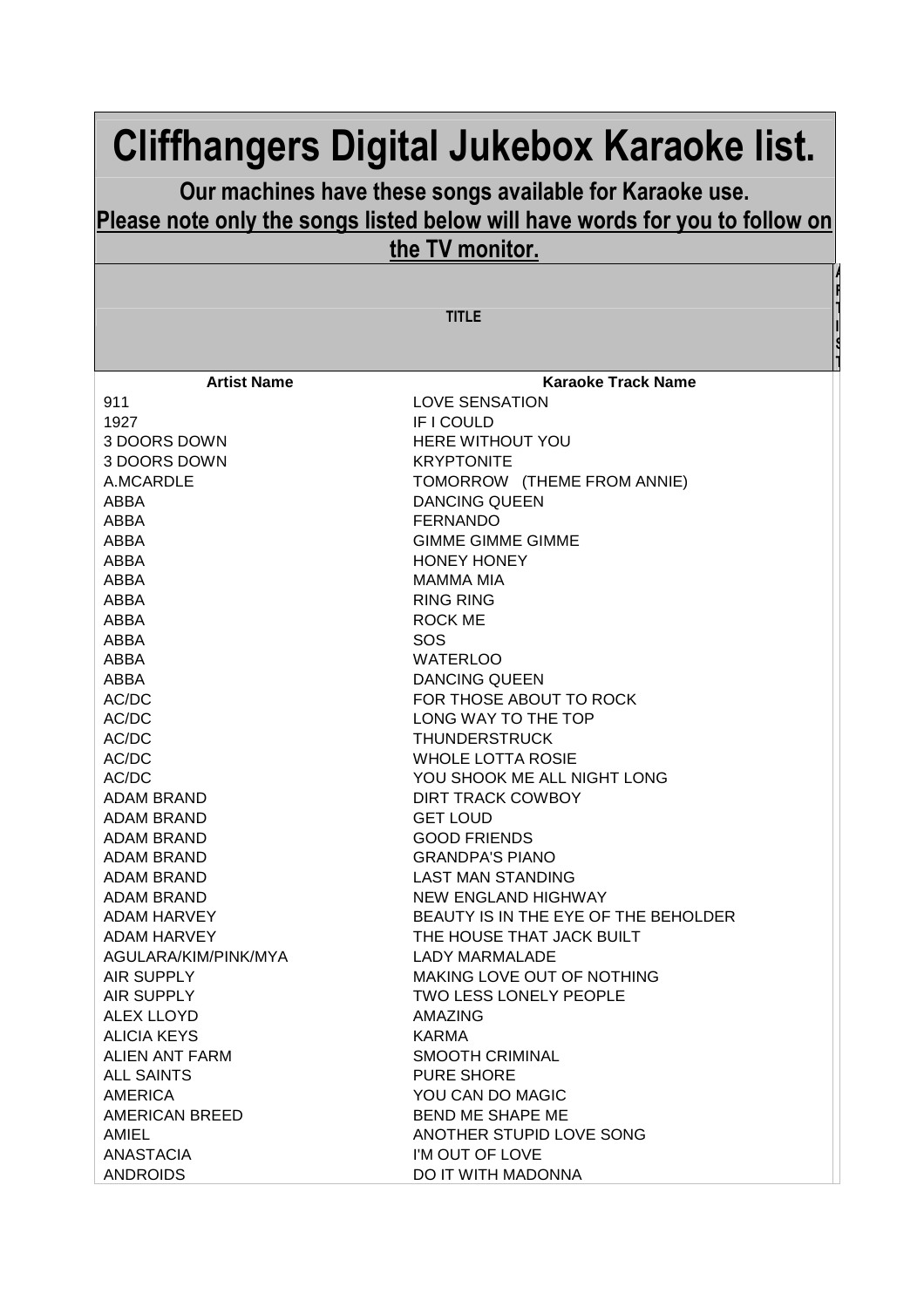# Cliffhangers Digital Jukebox Karaoke list.

**Our machines have these songs available for Karaoke use.**

**Please note only the songs listed below will have words for you to follow on the TV monitor.**

**TITLE**

| Artist Name | Karaoke Track Name |
|---|---|
| 911 | LOVE SENSATION |
| 1927 | IF I COULD |
| 3 DOORS DOWN | HERE WITHOUT YOU |
| 3 DOORS DOWN | KRYPTONITE |
| A.MCARDLE | TOMORROW (THEME FROM ANNIE) |
| ABBA | DANCING QUEEN |
| ABBA | FERNANDO |
| ABBA | GIMME GIMME GIMME |
| ABBA | HONEY HONEY |
| ABBA | MAMMA MIA |
| ABBA | RING RING |
| ABBA | ROCK ME |
| ABBA | SOS |
| ABBA | WATERLOO |
| ABBA | DANCING QUEEN |
| AC/DC | FOR THOSE ABOUT TO ROCK |
| AC/DC | LONG WAY TO THE TOP |
| AC/DC | THUNDERSTRUCK |
| AC/DC | WHOLE LOTTA ROSIE |
| AC/DC | YOU SHOOK ME ALL NIGHT LONG |
| ADAM BRAND | DIRT TRACK COWBOY |
| ADAM BRAND | GET LOUD |
| ADAM BRAND | GOOD FRIENDS |
| ADAM BRAND | GRANDPA'S PIANO |
| ADAM BRAND | LAST MAN STANDING |
| ADAM BRAND | NEW ENGLAND HIGHWAY |
| ADAM HARVEY | BEAUTY IS IN THE EYE OF THE BEHOLDER |
| ADAM HARVEY | THE HOUSE THAT JACK BUILT |
| AGULARA/KIM/PINK/MYA | LADY MARMALADE |
| AIR SUPPLY | MAKING LOVE OUT OF NOTHING |
| AIR SUPPLY | TWO LESS LONELY PEOPLE |
| ALEX LLOYD | AMAZING |
| ALICIA KEYS | KARMA |
| ALIEN ANT FARM | SMOOTH CRIMINAL |
| ALL SAINTS | PURE SHORE |
| AMERICA | YOU CAN DO MAGIC |
| AMERICAN BREED | BEND ME SHAPE ME |
| AMIEL | ANOTHER STUPID LOVE SONG |
| ANASTACIA | I'M OUT OF LOVE |
| ANDROIDS | DO IT WITH MADONNA |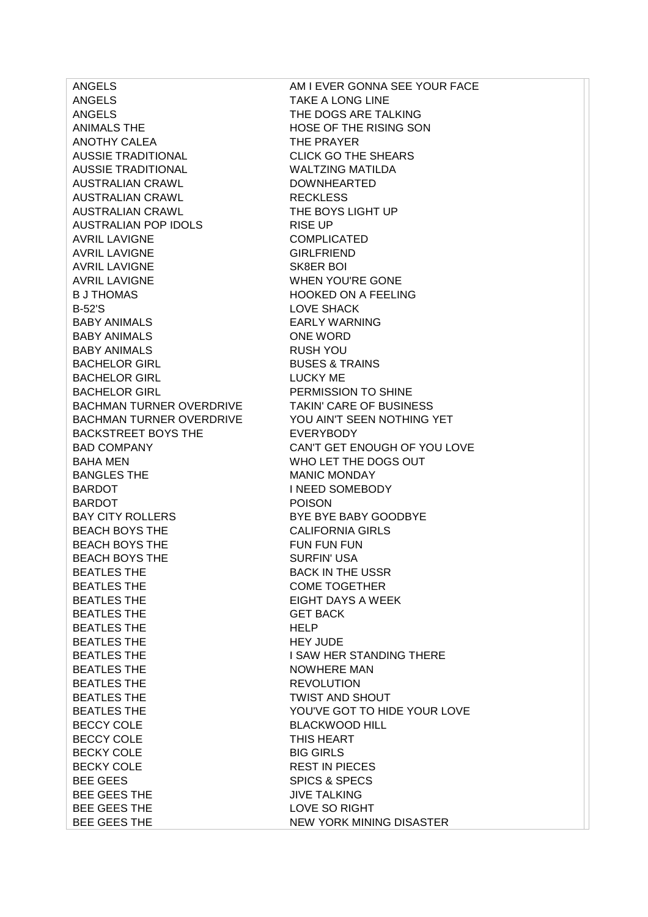| | |
|---|---|
| ANGELS | AM I EVER GONNA SEE YOUR FACE |
| ANGELS | TAKE A LONG LINE |
| ANGELS | THE DOGS ARE TALKING |
| ANIMALS THE | HOSE OF THE RISING SON |
| ANOTHY CALEA | THE PRAYER |
| AUSSIE TRADITIONAL | CLICK GO THE SHEARS |
| AUSSIE TRADITIONAL | WALTZING MATILDA |
| AUSTRALIAN CRAWL | DOWNHEARTED |
| AUSTRALIAN CRAWL | RECKLESS |
| AUSTRALIAN CRAWL | THE BOYS LIGHT UP |
| AUSTRALIAN POP IDOLS | RISE UP |
| AVRIL LAVIGNE | COMPLICATED |
| AVRIL LAVIGNE | GIRLFRIEND |
| AVRIL LAVIGNE | SK8ER BOI |
| AVRIL LAVIGNE | WHEN YOU'RE GONE |
| B J THOMAS | HOOKED ON A FEELING |
| B-52'S | LOVE SHACK |
| BABY ANIMALS | EARLY WARNING |
| BABY ANIMALS | ONE WORD |
| BABY ANIMALS | RUSH YOU |
| BACHELOR GIRL | BUSES & TRAINS |
| BACHELOR GIRL | LUCKY ME |
| BACHELOR GIRL | PERMISSION TO SHINE |
| BACHMAN TURNER OVERDRIVE | TAKIN' CARE OF BUSINESS |
| BACHMAN TURNER OVERDRIVE | YOU AIN'T SEEN NOTHING YET |
| BACKSTREET BOYS THE | EVERYBODY |
| BAD COMPANY | CAN'T GET ENOUGH OF YOU LOVE |
| BAHA MEN | WHO LET THE DOGS OUT |
| BANGLES THE | MANIC MONDAY |
| BARDOT | I NEED SOMEBODY |
| BARDOT | POISON |
| BAY CITY ROLLERS | BYE BYE BABY GOODBYE |
| BEACH BOYS THE | CALIFORNIA GIRLS |
| BEACH BOYS THE | FUN FUN FUN |
| BEACH BOYS THE | SURFIN' USA |
| BEATLES THE | BACK IN THE USSR |
| BEATLES THE | COME TOGETHER |
| BEATLES THE | EIGHT DAYS A WEEK |
| BEATLES THE | GET BACK |
| BEATLES THE | HELP |
| BEATLES THE | HEY JUDE |
| BEATLES THE | I SAW HER STANDING THERE |
| BEATLES THE | NOWHERE MAN |
| BEATLES THE | REVOLUTION |
| BEATLES THE | TWIST AND SHOUT |
| BEATLES THE | YOU'VE GOT TO HIDE YOUR LOVE |
| BECCY COLE | BLACKWOOD HILL |
| BECCY COLE | THIS HEART |
| BECKY COLE | BIG GIRLS |
| BECKY COLE | REST IN PIECES |
| BEE GEES | SPICS & SPECS |
| BEE GEES THE | JIVE TALKING |
| BEE GEES THE | LOVE SO RIGHT |
| BEE GEES THE | NEW YORK MINING DISASTER |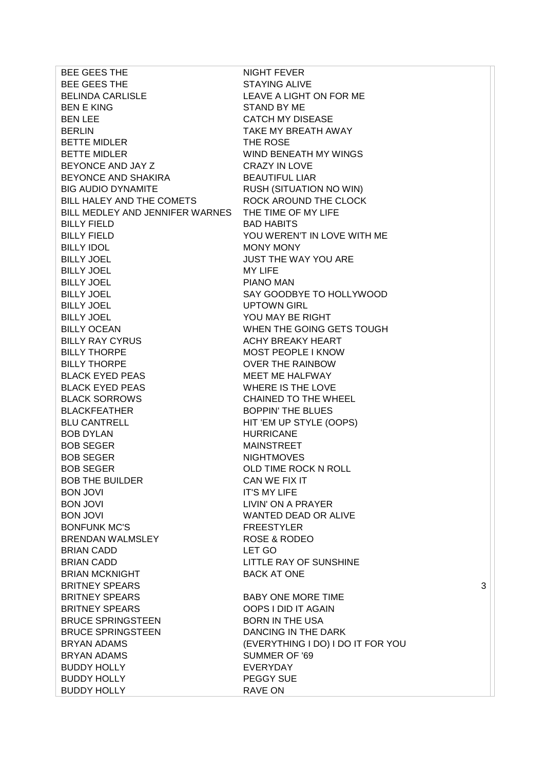| | |
|---|---|
| BEE GEES THE | NIGHT FEVER |
| BEE GEES THE | STAYING ALIVE |
| BELINDA CARLISLE | LEAVE A LIGHT ON FOR ME |
| BEN E KING | STAND BY ME |
| BEN LEE | CATCH MY DISEASE |
| BERLIN | TAKE MY BREATH AWAY |
| BETTE MIDLER | THE ROSE |
| BETTE MIDLER | WIND BENEATH MY WINGS |
| BEYONCE AND JAY Z | CRAZY IN LOVE |
| BEYONCE AND SHAKIRA | BEAUTIFUL LIAR |
| BIG AUDIO DYNAMITE | RUSH (SITUATION NO WIN) |
| BILL HALEY AND THE COMETS | ROCK AROUND THE CLOCK |
| BILL MEDLEY AND JENNIFER WARNES | THE TIME OF MY LIFE |
| BILLY FIELD | BAD HABITS |
| BILLY FIELD | YOU WEREN'T IN LOVE WITH ME |
| BILLY IDOL | MONY MONY |
| BILLY JOEL | JUST THE WAY YOU ARE |
| BILLY JOEL | MY LIFE |
| BILLY JOEL | PIANO MAN |
| BILLY JOEL | SAY GOODBYE TO HOLLYWOOD |
| BILLY JOEL | UPTOWN GIRL |
| BILLY JOEL | YOU MAY BE RIGHT |
| BILLY OCEAN | WHEN THE GOING GETS TOUGH |
| BILLY RAY CYRUS | ACHY BREAKY HEART |
| BILLY THORPE | MOST PEOPLE I KNOW |
| BILLY THORPE | OVER THE RAINBOW |
| BLACK EYED PEAS | MEET ME HALFWAY |
| BLACK EYED PEAS | WHERE IS THE LOVE |
| BLACK SORROWS | CHAINED TO THE WHEEL |
| BLACKFEATHER | BOPPIN' THE BLUES |
| BLU CANTRELL | HIT 'EM UP STYLE (OOPS) |
| BOB DYLAN | HURRICANE |
| BOB SEGER | MAINSTREET |
| BOB SEGER | NIGHTMOVES |
| BOB SEGER | OLD TIME ROCK N ROLL |
| BOB THE BUILDER | CAN WE FIX IT |
| BON JOVI | IT'S MY LIFE |
| BON JOVI | LIVIN' ON A PRAYER |
| BON JOVI | WANTED DEAD OR ALIVE |
| BONFUNK MC'S | FREESTYLER |
| BRENDAN WALMSLEY | ROSE & RODEO |
| BRIAN CADD | LET GO |
| BRIAN CADD | LITTLE RAY OF SUNSHINE |
| BRIAN MCKNIGHT | BACK AT ONE |
| BRITNEY SPEARS | 3 |
| BRITNEY SPEARS | BABY ONE MORE TIME |
| BRITNEY SPEARS | OOPS I DID IT AGAIN |
| BRUCE SPRINGSTEEN | BORN IN THE USA |
| BRUCE SPRINGSTEEN | DANCING IN THE DARK |
| BRYAN ADAMS | (EVERYTHING I DO) I DO IT FOR YOU |
| BRYAN ADAMS | SUMMER OF '69 |
| BUDDY HOLLY | EVERYDAY |
| BUDDY HOLLY | PEGGY SUE |
| BUDDY HOLLY | RAVE ON |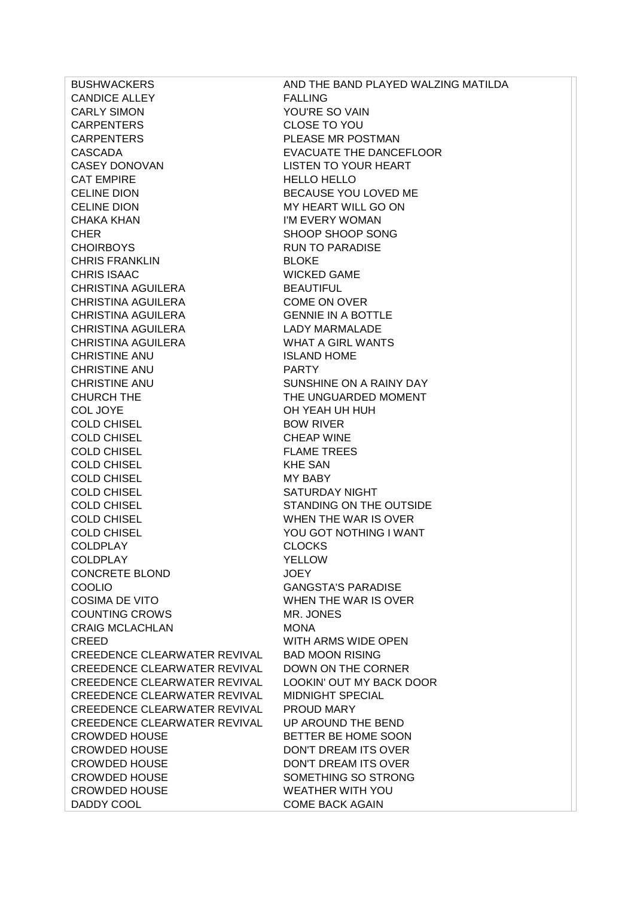| | |
|---|---|
| BUSHWACKERS | AND THE BAND PLAYED WALZING MATILDA |
| CANDICE ALLEY | FALLING |
| CARLY SIMON | YOU'RE SO VAIN |
| CARPENTERS | CLOSE TO YOU |
| CARPENTERS | PLEASE MR POSTMAN |
| CASCADA | EVACUATE THE DANCEFLOOR |
| CASEY DONOVAN | LISTEN TO YOUR HEART |
| CAT EMPIRE | HELLO HELLO |
| CELINE DION | BECAUSE YOU LOVED ME |
| CELINE DION | MY HEART WILL GO ON |
| CHAKA KHAN | I'M EVERY WOMAN |
| CHER | SHOOP SHOOP SONG |
| CHOIRBOYS | RUN TO PARADISE |
| CHRIS FRANKLIN | BLOKE |
| CHRIS ISAAC | WICKED GAME |
| CHRISTINA AGUILERA | BEAUTIFUL |
| CHRISTINA AGUILERA | COME ON OVER |
| CHRISTINA AGUILERA | GENNIE IN A BOTTLE |
| CHRISTINA AGUILERA | LADY MARMALADE |
| CHRISTINA AGUILERA | WHAT A GIRL WANTS |
| CHRISTINE ANU | ISLAND HOME |
| CHRISTINE ANU | PARTY |
| CHRISTINE ANU | SUNSHINE ON A RAINY DAY |
| CHURCH THE | THE UNGUARDED MOMENT |
| COL JOYE | OH YEAH UH HUH |
| COLD CHISEL | BOW RIVER |
| COLD CHISEL | CHEAP WINE |
| COLD CHISEL | FLAME TREES |
| COLD CHISEL | KHE SAN |
| COLD CHISEL | MY BABY |
| COLD CHISEL | SATURDAY NIGHT |
| COLD CHISEL | STANDING ON THE OUTSIDE |
| COLD CHISEL | WHEN THE WAR IS OVER |
| COLD CHISEL | YOU GOT NOTHING I WANT |
| COLDPLAY | CLOCKS |
| COLDPLAY | YELLOW |
| CONCRETE BLOND | JOEY |
| COOLIO | GANGSTA'S PARADISE |
| COSIMA DE VITO | WHEN THE WAR IS OVER |
| COUNTING CROWS | MR. JONES |
| CRAIG MCLACHLAN | MONA |
| CREED | WITH ARMS WIDE OPEN |
| CREEDENCE CLEARWATER REVIVAL | BAD MOON RISING |
| CREEDENCE CLEARWATER REVIVAL | DOWN ON THE CORNER |
| CREEDENCE CLEARWATER REVIVAL | LOOKIN' OUT MY BACK DOOR |
| CREEDENCE CLEARWATER REVIVAL | MIDNIGHT SPECIAL |
| CREEDENCE CLEARWATER REVIVAL | PROUD MARY |
| CREEDENCE CLEARWATER REVIVAL | UP AROUND THE BEND |
| CROWDED HOUSE | BETTER BE HOME SOON |
| CROWDED HOUSE | DON'T DREAM ITS OVER |
| CROWDED HOUSE | DON'T DREAM ITS OVER |
| CROWDED HOUSE | SOMETHING SO STRONG |
| CROWDED HOUSE | WEATHER WITH YOU |
| DADDY COOL | COME BACK AGAIN |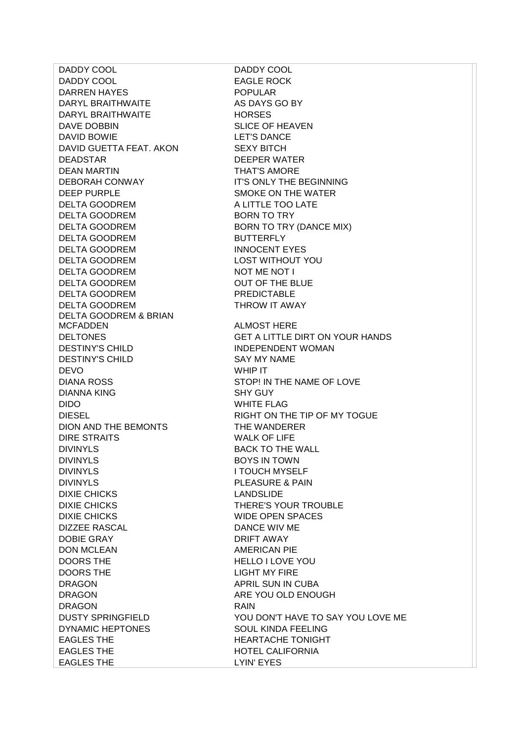| | |
|---|---|
| DADDY COOL | DADDY COOL |
| DADDY COOL | EAGLE ROCK |
| DARREN HAYES | POPULAR |
| DARYL BRAITHWAITE | AS DAYS GO BY |
| DARYL BRAITHWAITE | HORSES |
| DAVE DOBBIN | SLICE OF HEAVEN |
| DAVID BOWIE | LET'S DANCE |
| DAVID GUETTA FEAT. AKON | SEXY BITCH |
| DEADSTAR | DEEPER WATER |
| DEAN MARTIN | THAT'S AMORE |
| DEBORAH CONWAY | IT'S ONLY THE BEGINNING |
| DEEP PURPLE | SMOKE ON THE WATER |
| DELTA GOODREM | A LITTLE TOO LATE |
| DELTA GOODREM | BORN TO TRY |
| DELTA GOODREM | BORN TO TRY (DANCE MIX) |
| DELTA GOODREM | BUTTERFLY |
| DELTA GOODREM | INNOCENT EYES |
| DELTA GOODREM | LOST WITHOUT YOU |
| DELTA GOODREM | NOT ME NOT I |
| DELTA GOODREM | OUT OF THE BLUE |
| DELTA GOODREM | PREDICTABLE |
| DELTA GOODREM | THROW IT AWAY |
| DELTA GOODREM & BRIAN MCFADDEN | ALMOST HERE |
| DELTONES | GET A LITTLE DIRT ON YOUR HANDS |
| DESTINY'S CHILD | INDEPENDENT WOMAN |
| DESTINY'S CHILD | SAY MY NAME |
| DEVO | WHIP IT |
| DIANA ROSS | STOP! IN THE NAME OF LOVE |
| DIANNA KING | SHY GUY |
| DIDO | WHITE FLAG |
| DIESEL | RIGHT ON THE TIP OF MY TOGUE |
| DION AND THE BEMONTS | THE WANDERER |
| DIRE STRAITS | WALK OF LIFE |
| DIVINYLS | BACK TO THE WALL |
| DIVINYLS | BOYS IN TOWN |
| DIVINYLS | I TOUCH MYSELF |
| DIVINYLS | PLEASURE & PAIN |
| DIXIE CHICKS | LANDSLIDE |
| DIXIE CHICKS | THERE'S YOUR TROUBLE |
| DIXIE CHICKS | WIDE OPEN SPACES |
| DIZZEE RASCAL | DANCE WIV ME |
| DOBIE GRAY | DRIFT AWAY |
| DON MCLEAN | AMERICAN PIE |
| DOORS THE | HELLO I LOVE YOU |
| DOORS THE | LIGHT MY FIRE |
| DRAGON | APRIL SUN IN CUBA |
| DRAGON | ARE YOU OLD ENOUGH |
| DRAGON | RAIN |
| DUSTY SPRINGFIELD | YOU DON'T HAVE TO SAY YOU LOVE ME |
| DYNAMIC HEPTONES | SOUL KINDA FEELING |
| EAGLES THE | HEARTACHE TONIGHT |
| EAGLES THE | HOTEL CALIFORNIA |
| EAGLES THE | LYIN' EYES |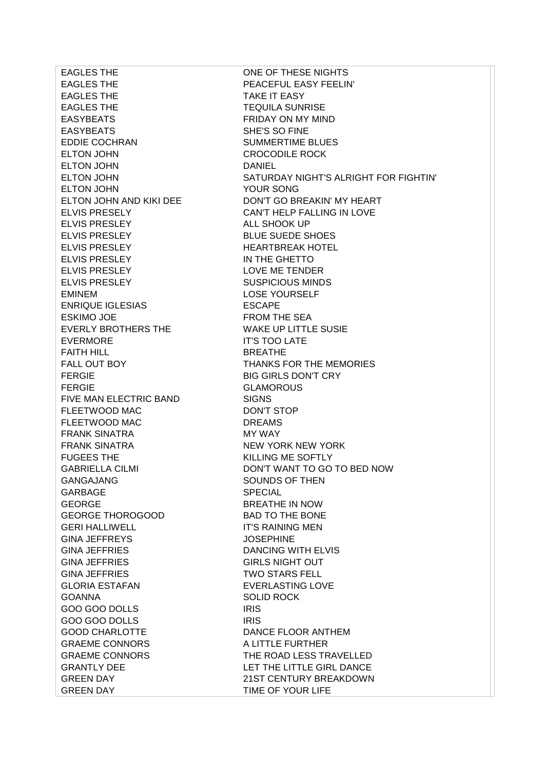| | |
|---|---|
| EAGLES THE | ONE OF THESE NIGHTS |
| EAGLES THE | PEACEFUL EASY FEELIN' |
| EAGLES THE | TAKE IT EASY |
| EAGLES THE | TEQUILA SUNRISE |
| EASYBEATS | FRIDAY ON MY MIND |
| EASYBEATS | SHE'S SO FINE |
| EDDIE COCHRAN | SUMMERTIME BLUES |
| ELTON JOHN | CROCODILE ROCK |
| ELTON JOHN | DANIEL |
| ELTON JOHN | SATURDAY NIGHT'S ALRIGHT FOR FIGHTIN' |
| ELTON JOHN | YOUR SONG |
| ELTON JOHN AND KIKI DEE | DON'T GO BREAKIN' MY HEART |
| ELVIS PRESELY | CAN'T HELP FALLING IN LOVE |
| ELVIS PRESLEY | ALL SHOOK UP |
| ELVIS PRESLEY | BLUE SUEDE SHOES |
| ELVIS PRESLEY | HEARTBREAK HOTEL |
| ELVIS PRESLEY | IN THE GHETTO |
| ELVIS PRESLEY | LOVE ME TENDER |
| ELVIS PRESLEY | SUSPICIOUS MINDS |
| EMINEM | LOSE YOURSELF |
| ENRIQUE IGLESIAS | ESCAPE |
| ESKIMO JOE | FROM THE SEA |
| EVERLY BROTHERS THE | WAKE UP LITTLE SUSIE |
| EVERMORE | IT'S TOO LATE |
| FAITH HILL | BREATHE |
| FALL OUT BOY | THANKS FOR THE MEMORIES |
| FERGIE | BIG GIRLS DON'T CRY |
| FERGIE | GLAMOROUS |
| FIVE MAN ELECTRIC BAND | SIGNS |
| FLEETWOOD MAC | DON'T STOP |
| FLEETWOOD MAC | DREAMS |
| FRANK SINATRA | MY WAY |
| FRANK SINATRA | NEW YORK NEW YORK |
| FUGEES THE | KILLING ME SOFTLY |
| GABRIELLA CILMI | DON'T WANT TO GO TO BED NOW |
| GANGAJANG | SOUNDS OF THEN |
| GARBAGE | SPECIAL |
| GEORGE | BREATHE IN NOW |
| GEORGE THOROGOOD | BAD TO THE BONE |
| GERI HALLIWELL | IT'S RAINING MEN |
| GINA JEFFREYS | JOSEPHINE |
| GINA JEFFRIES | DANCING WITH ELVIS |
| GINA JEFFRIES | GIRLS NIGHT OUT |
| GINA JEFFRIES | TWO STARS FELL |
| GLORIA ESTAFAN | EVERLASTING LOVE |
| GOANNA | SOLID ROCK |
| GOO GOO DOLLS | IRIS |
| GOO GOO DOLLS | IRIS |
| GOOD CHARLOTTE | DANCE FLOOR ANTHEM |
| GRAEME CONNORS | A LITTLE FURTHER |
| GRAEME CONNORS | THE ROAD LESS TRAVELLED |
| GRANTLY DEE | LET THE LITTLE GIRL DANCE |
| GREEN DAY | 21ST CENTURY BREAKDOWN |
| GREEN DAY | TIME OF YOUR LIFE |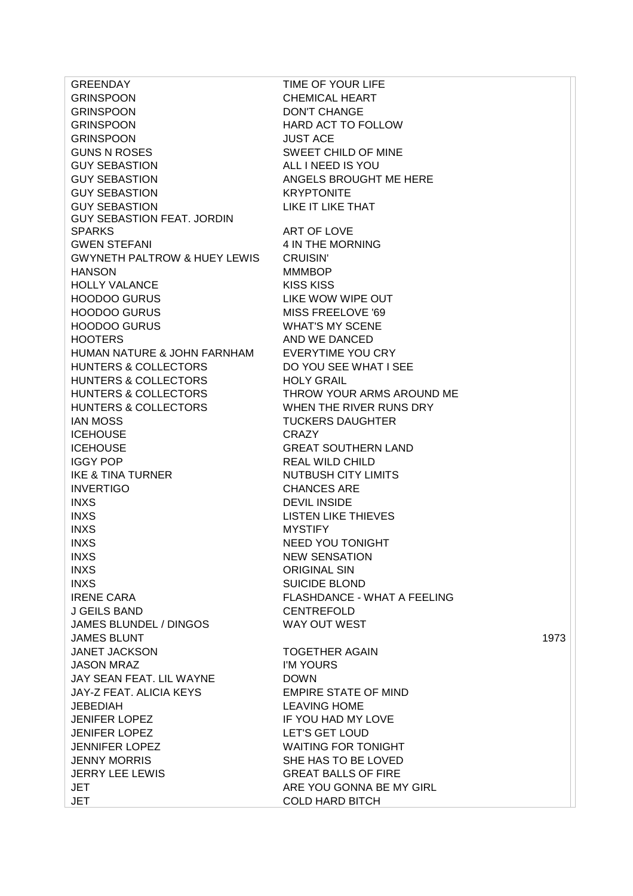| | | |
|---|---|---|
| GREENDAY | TIME OF YOUR LIFE | |
| GRINSPOON | CHEMICAL HEART | |
| GRINSPOON | DON'T CHANGE | |
| GRINSPOON | HARD ACT TO FOLLOW | |
| GRINSPOON | JUST ACE | |
| GUNS N ROSES | SWEET CHILD OF MINE | |
| GUY SEBASTION | ALL I NEED IS YOU | |
| GUY SEBASTION | ANGELS BROUGHT ME HERE | |
| GUY SEBASTION | KRYPTONITE | |
| GUY SEBASTION | LIKE IT LIKE THAT | |
| GUY SEBASTION FEAT. JORDIN SPARKS | ART OF LOVE | |
| GWEN STEFANI | 4 IN THE MORNING | |
| GWYNETH PALTROW & HUEY LEWIS | CRUISIN' | |
| HANSON | MMMBOP | |
| HOLLY VALANCE | KISS KISS | |
| HOODOO GURUS | LIKE WOW WIPE OUT | |
| HOODOO GURUS | MISS FREELOVE '69 | |
| HOODOO GURUS | WHAT'S MY SCENE | |
| HOOTERS | AND WE DANCED | |
| HUMAN NATURE & JOHN FARNHAM | EVERYTIME YOU CRY | |
| HUNTERS & COLLECTORS | DO YOU SEE WHAT I SEE | |
| HUNTERS & COLLECTORS | HOLY GRAIL | |
| HUNTERS & COLLECTORS | THROW YOUR ARMS AROUND ME | |
| HUNTERS & COLLECTORS | WHEN THE RIVER RUNS DRY | |
| IAN MOSS | TUCKERS DAUGHTER | |
| ICEHOUSE | CRAZY | |
| ICEHOUSE | GREAT SOUTHERN LAND | |
| IGGY POP | REAL WILD CHILD | |
| IKE & TINA TURNER | NUTBUSH CITY LIMITS | |
| INVERTIGO | CHANCES ARE | |
| INXS | DEVIL INSIDE | |
| INXS | LISTEN LIKE THIEVES | |
| INXS | MYSTIFY | |
| INXS | NEED YOU TONIGHT | |
| INXS | NEW SENSATION | |
| INXS | ORIGINAL SIN | |
| INXS | SUICIDE BLOND | |
| IRENE CARA | FLASHDANCE - WHAT A FEELING | |
| J GEILS BAND | CENTREFOLD | |
| JAMES BLUNDEL / DINGOS | WAY OUT WEST | |
| JAMES BLUNT | | 1973 |
| JANET JACKSON | TOGETHER AGAIN | |
| JASON MRAZ | I'M YOURS | |
| JAY SEAN FEAT. LIL WAYNE | DOWN | |
| JAY-Z FEAT. ALICIA KEYS | EMPIRE STATE OF MIND | |
| JEBEDIAH | LEAVING HOME | |
| JENIFER LOPEZ | IF YOU HAD MY LOVE | |
| JENIFER LOPEZ | LET'S GET LOUD | |
| JENNIFER LOPEZ | WAITING FOR TONIGHT | |
| JENNY MORRIS | SHE HAS TO BE LOVED | |
| JERRY LEE LEWIS | GREAT BALLS OF FIRE | |
| JET | ARE YOU GONNA BE MY GIRL | |
| JET | COLD HARD BITCH | |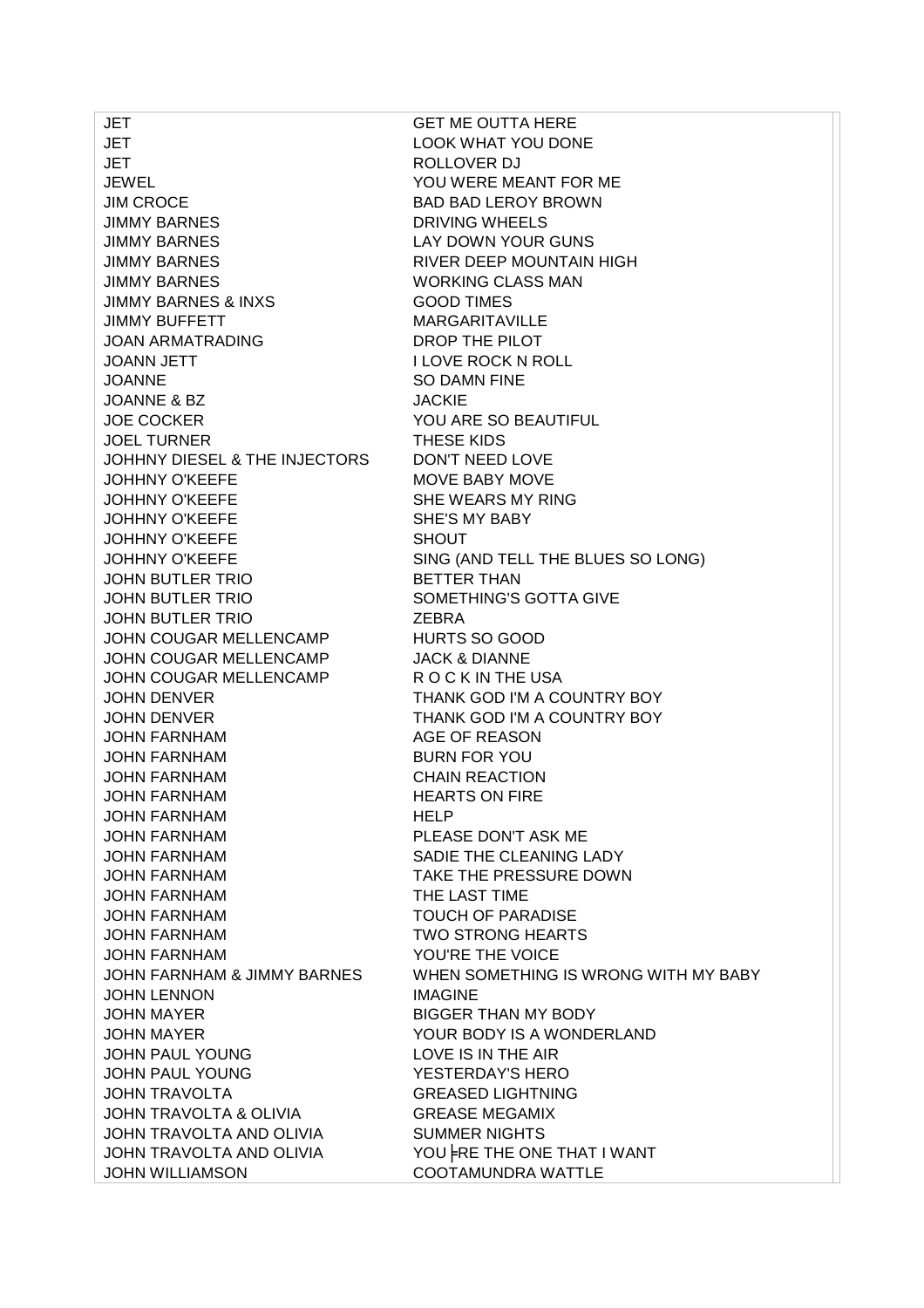| JET | GET ME OUTTA HERE |
|---|---|
| JET | LOOK WHAT YOU DONE |
| JET | ROLLOVER DJ |
| JEWEL | YOU WERE MEANT FOR ME |
| JIM CROCE | BAD BAD LEROY BROWN |
| JIMMY BARNES | DRIVING WHEELS |
| JIMMY BARNES | LAY DOWN YOUR GUNS |
| JIMMY BARNES | RIVER DEEP MOUNTAIN HIGH |
| JIMMY BARNES | WORKING CLASS MAN |
| JIMMY BARNES & INXS | GOOD TIMES |
| JIMMY BUFFETT | MARGARITAVILLE |
| JOAN ARMATRADING | DROP THE PILOT |
| JOANN JETT | I LOVE ROCK N ROLL |
| JOANNE | SO DAMN FINE |
| JOANNE & BZ | JACKIE |
| JOE COCKER | YOU ARE SO BEAUTIFUL |
| JOEL TURNER | THESE KIDS |
| JOHHNY DIESEL & THE INJECTORS | DON'T NEED LOVE |
| JOHHNY O'KEEFE | MOVE BABY MOVE |
| JOHHNY O'KEEFE | SHE WEARS MY RING |
| JOHHNY O'KEEFE | SHE'S MY BABY |
| JOHHNY O'KEEFE | SHOUT |
| JOHHNY O'KEEFE | SING (AND TELL THE BLUES SO LONG) |
| JOHN BUTLER TRIO | BETTER THAN |
| JOHN BUTLER TRIO | SOMETHING'S GOTTA GIVE |
| JOHN BUTLER TRIO | ZEBRA |
| JOHN COUGAR MELLENCAMP | HURTS SO GOOD |
| JOHN COUGAR MELLENCAMP | JACK & DIANNE |
| JOHN COUGAR MELLENCAMP | R O C K IN THE USA |
| JOHN DENVER | THANK GOD I'M A COUNTRY BOY |
| JOHN DENVER | THANK GOD I'M A COUNTRY BOY |
| JOHN FARNHAM | AGE OF REASON |
| JOHN FARNHAM | BURN FOR YOU |
| JOHN FARNHAM | CHAIN REACTION |
| JOHN FARNHAM | HEARTS ON FIRE |
| JOHN FARNHAM | HELP |
| JOHN FARNHAM | PLEASE DON'T ASK ME |
| JOHN FARNHAM | SADIE THE CLEANING LADY |
| JOHN FARNHAM | TAKE THE PRESSURE DOWN |
| JOHN FARNHAM | THE LAST TIME |
| JOHN FARNHAM | TOUCH OF PARADISE |
| JOHN FARNHAM | TWO STRONG HEARTS |
| JOHN FARNHAM | YOU'RE THE VOICE |
| JOHN FARNHAM & JIMMY BARNES | WHEN SOMETHING IS WRONG WITH MY BABY |
| JOHN LENNON | IMAGINE |
| JOHN MAYER | BIGGER THAN MY BODY |
| JOHN MAYER | YOUR BODY IS A WONDERLAND |
| JOHN PAUL YOUNG | LOVE IS IN THE AIR |
| JOHN PAUL YOUNG | YESTERDAY'S HERO |
| JOHN TRAVOLTA | GREASED LIGHTNING |
| JOHN TRAVOLTA & OLIVIA | GREASE MEGAMIX |
| JOHN TRAVOLTA AND OLIVIA | SUMMER NIGHTS |
| JOHN TRAVOLTA AND OLIVIA | YOU╞RE THE ONE THAT I WANT |
| JOHN WILLIAMSON | COOTAMUNDRA WATTLE |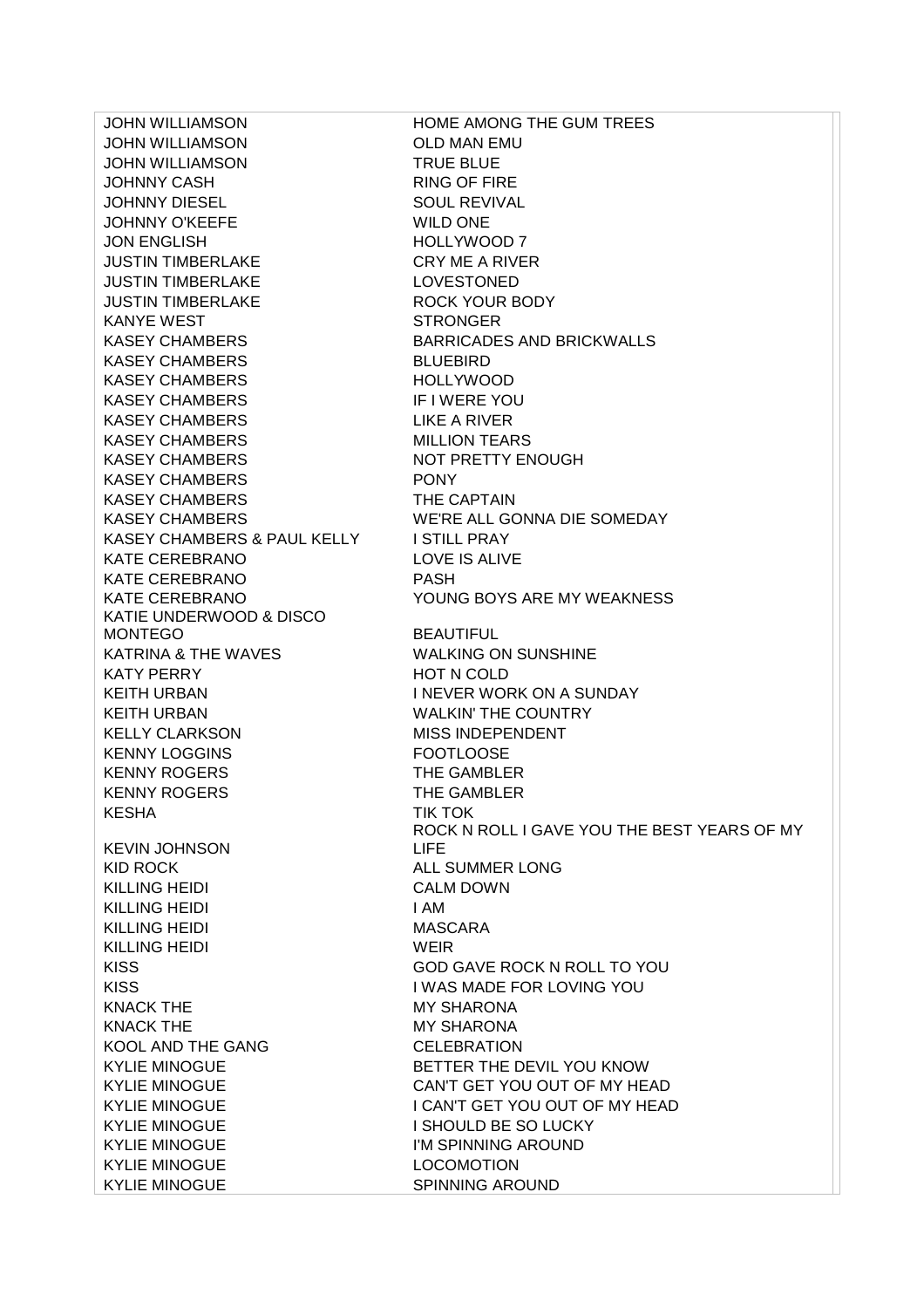| | |
|---|---|
| JOHN WILLIAMSON | HOME AMONG THE GUM TREES |
| JOHN WILLIAMSON | OLD MAN EMU |
| JOHN WILLIAMSON | TRUE BLUE |
| JOHNNY CASH | RING OF FIRE |
| JOHNNY DIESEL | SOUL REVIVAL |
| JOHNNY O'KEEFE | WILD ONE |
| JON ENGLISH | HOLLYWOOD 7 |
| JUSTIN TIMBERLAKE | CRY ME A RIVER |
| JUSTIN TIMBERLAKE | LOVESTONED |
| JUSTIN TIMBERLAKE | ROCK YOUR BODY |
| KANYE WEST | STRONGER |
| KASEY CHAMBERS | BARRICADES AND BRICKWALLS |
| KASEY CHAMBERS | BLUEBIRD |
| KASEY CHAMBERS | HOLLYWOOD |
| KASEY CHAMBERS | IF I WERE YOU |
| KASEY CHAMBERS | LIKE A RIVER |
| KASEY CHAMBERS | MILLION TEARS |
| KASEY CHAMBERS | NOT PRETTY ENOUGH |
| KASEY CHAMBERS | PONY |
| KASEY CHAMBERS | THE CAPTAIN |
| KASEY CHAMBERS | WE'RE ALL GONNA DIE SOMEDAY |
| KASEY CHAMBERS & PAUL KELLY | I STILL PRAY |
| KATE CEREBRANO | LOVE IS ALIVE |
| KATE CEREBRANO | PASH |
| KATE CEREBRANO | YOUNG BOYS ARE MY WEAKNESS |
| KATIE UNDERWOOD & DISCO MONTEGO | BEAUTIFUL |
| KATRINA & THE WAVES | WALKING ON SUNSHINE |
| KATY PERRY | HOT N COLD |
| KEITH URBAN | I NEVER WORK ON A SUNDAY |
| KEITH URBAN | WALKIN' THE COUNTRY |
| KELLY CLARKSON | MISS INDEPENDENT |
| KENNY LOGGINS | FOOTLOOSE |
| KENNY ROGERS | THE GAMBLER |
| KENNY ROGERS | THE GAMBLER |
| KESHA | TIK TOK |
| KEVIN JOHNSON | ROCK N ROLL I GAVE YOU THE BEST YEARS OF MY LIFE |
| KID ROCK | ALL SUMMER LONG |
| KILLING HEIDI | CALM DOWN |
| KILLING HEIDI | I AM |
| KILLING HEIDI | MASCARA |
| KILLING HEIDI | WEIR |
| KISS | GOD GAVE ROCK N ROLL TO YOU |
| KISS | I WAS MADE FOR LOVING YOU |
| KNACK THE | MY SHARONA |
| KNACK THE | MY SHARONA |
| KOOL AND THE GANG | CELEBRATION |
| KYLIE MINOGUE | BETTER THE DEVIL YOU KNOW |
| KYLIE MINOGUE | CAN'T GET YOU OUT OF MY HEAD |
| KYLIE MINOGUE | I CAN'T GET YOU OUT OF MY HEAD |
| KYLIE MINOGUE | I SHOULD BE SO LUCKY |
| KYLIE MINOGUE | I'M SPINNING AROUND |
| KYLIE MINOGUE | LOCOMOTION |
| KYLIE MINOGUE | SPINNING AROUND |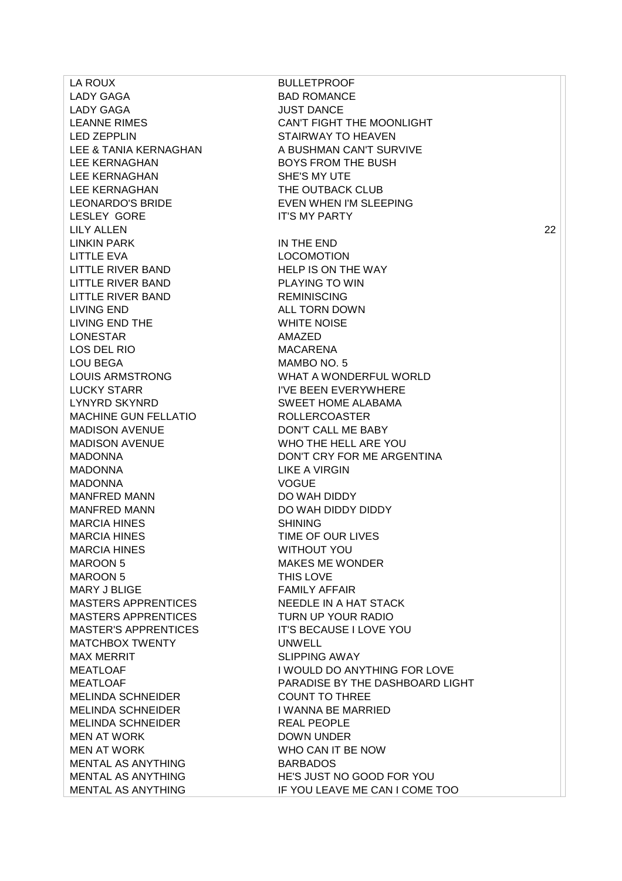| | |
|---|---|
| LA ROUX | BULLETPROOF |
| LADY GAGA | BAD ROMANCE |
| LADY GAGA | JUST DANCE |
| LEANNE RIMES | CAN'T FIGHT THE MOONLIGHT |
| LED ZEPPLIN | STAIRWAY TO HEAVEN |
| LEE & TANIA KERNAGHAN | A BUSHMAN CAN'T SURVIVE |
| LEE KERNAGHAN | BOYS FROM THE BUSH |
| LEE KERNAGHAN | SHE'S MY UTE |
| LEE KERNAGHAN | THE OUTBACK CLUB |
| LEONARDO'S BRIDE | EVEN WHEN I'M SLEEPING |
| LESLEY GORE | IT'S MY PARTY |
| LILY ALLEN | 22 |
| LINKIN PARK | IN THE END |
| LITTLE EVA | LOCOMOTION |
| LITTLE RIVER BAND | HELP IS ON THE WAY |
| LITTLE RIVER BAND | PLAYING TO WIN |
| LITTLE RIVER BAND | REMINISCING |
| LIVING END | ALL TORN DOWN |
| LIVING END THE | WHITE NOISE |
| LONESTAR | AMAZED |
| LOS DEL RIO | MACARENA |
| LOU BEGA | MAMBO NO. 5 |
| LOUIS ARMSTRONG | WHAT A WONDERFUL WORLD |
| LUCKY STARR | I'VE BEEN EVERYWHERE |
| LYNYRD SKYNRD | SWEET HOME ALABAMA |
| MACHINE GUN FELLATIO | ROLLERCOASTER |
| MADISON AVENUE | DON'T CALL ME BABY |
| MADISON AVENUE | WHO THE HELL ARE YOU |
| MADONNA | DON'T CRY FOR ME ARGENTINA |
| MADONNA | LIKE A VIRGIN |
| MADONNA | VOGUE |
| MANFRED MANN | DO WAH DIDDY |
| MANFRED MANN | DO WAH DIDDY DIDDY |
| MARCIA HINES | SHINING |
| MARCIA HINES | TIME OF OUR LIVES |
| MARCIA HINES | WITHOUT YOU |
| MAROON 5 | MAKES ME WONDER |
| MAROON 5 | THIS LOVE |
| MARY J BLIGE | FAMILY AFFAIR |
| MASTERS APPRENTICES | NEEDLE IN A HAT STACK |
| MASTERS APPRENTICES | TURN UP YOUR RADIO |
| MASTER'S APPRENTICES | IT'S BECAUSE I LOVE YOU |
| MATCHBOX TWENTY | UNWELL |
| MAX MERRIT | SLIPPING AWAY |
| MEATLOAF | I WOULD DO ANYTHING FOR LOVE |
| MEATLOAF | PARADISE BY THE DASHBOARD LIGHT |
| MELINDA SCHNEIDER | COUNT TO THREE |
| MELINDA SCHNEIDER | I WANNA BE MARRIED |
| MELINDA SCHNEIDER | REAL PEOPLE |
| MEN AT WORK | DOWN UNDER |
| MEN AT WORK | WHO CAN IT BE NOW |
| MENTAL AS ANYTHING | BARBADOS |
| MENTAL AS ANYTHING | HE'S JUST NO GOOD FOR YOU |
| MENTAL AS ANYTHING | IF YOU LEAVE ME CAN I COME TOO |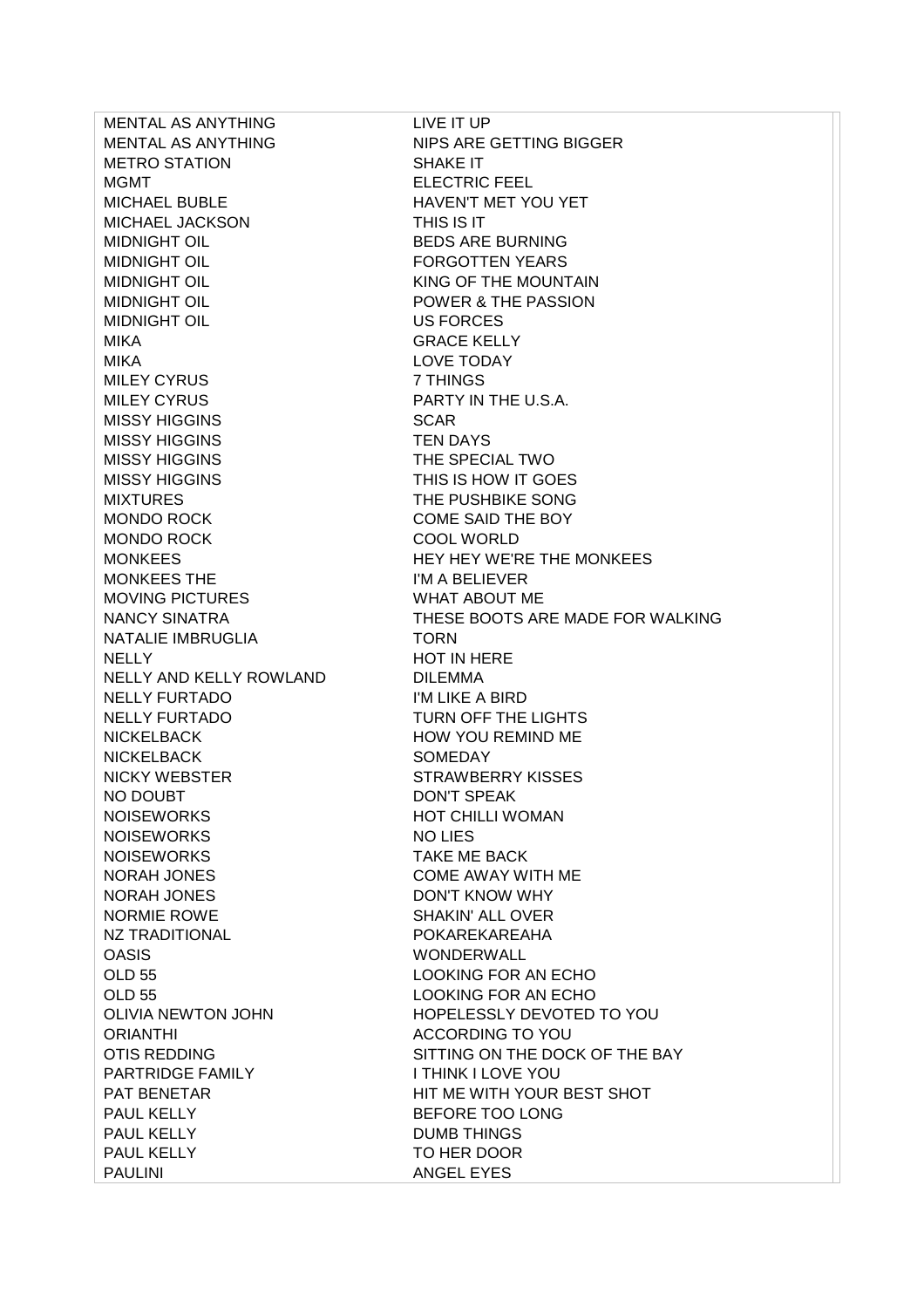| | |
|---|---|
| MENTAL AS ANYTHING | LIVE IT UP |
| MENTAL AS ANYTHING | NIPS ARE GETTING BIGGER |
| METRO STATION | SHAKE IT |
| MGMT | ELECTRIC FEEL |
| MICHAEL BUBLE | HAVEN'T MET YOU YET |
| MICHAEL JACKSON | THIS IS IT |
| MIDNIGHT OIL | BEDS ARE BURNING |
| MIDNIGHT OIL | FORGOTTEN YEARS |
| MIDNIGHT OIL | KING OF THE MOUNTAIN |
| MIDNIGHT OIL | POWER & THE PASSION |
| MIDNIGHT OIL | US FORCES |
| MIKA | GRACE KELLY |
| MIKA | LOVE TODAY |
| MILEY CYRUS | 7 THINGS |
| MILEY CYRUS | PARTY IN THE U.S.A. |
| MISSY HIGGINS | SCAR |
| MISSY HIGGINS | TEN DAYS |
| MISSY HIGGINS | THE SPECIAL TWO |
| MISSY HIGGINS | THIS IS HOW IT GOES |
| MIXTURES | THE PUSHBIKE SONG |
| MONDO ROCK | COME SAID THE BOY |
| MONDO ROCK | COOL WORLD |
| MONKEES | HEY HEY WE'RE THE MONKEES |
| MONKEES THE | I'M A BELIEVER |
| MOVING PICTURES | WHAT ABOUT ME |
| NANCY SINATRA | THESE BOOTS ARE MADE FOR WALKING |
| NATALIE IMBRUGLIA | TORN |
| NELLY | HOT IN HERE |
| NELLY AND KELLY ROWLAND | DILEMMA |
| NELLY FURTADO | I'M LIKE A BIRD |
| NELLY FURTADO | TURN OFF THE LIGHTS |
| NICKELBACK | HOW YOU REMIND ME |
| NICKELBACK | SOMEDAY |
| NICKY WEBSTER | STRAWBERRY KISSES |
| NO DOUBT | DON'T SPEAK |
| NOISEWORKS | HOT CHILLI WOMAN |
| NOISEWORKS | NO LIES |
| NOISEWORKS | TAKE ME BACK |
| NORAH JONES | COME AWAY WITH ME |
| NORAH JONES | DON'T KNOW WHY |
| NORMIE ROWE | SHAKIN' ALL OVER |
| NZ TRADITIONAL | POKAREKAREAHA |
| OASIS | WONDERWALL |
| OLD 55 | LOOKING FOR AN ECHO |
| OLD 55 | LOOKING FOR AN ECHO |
| OLIVIA NEWTON JOHN | HOPELESSLY DEVOTED TO YOU |
| ORIANTHI | ACCORDING TO YOU |
| OTIS REDDING | SITTING ON THE DOCK OF THE BAY |
| PARTRIDGE FAMILY | I THINK I LOVE YOU |
| PAT BENETAR | HIT ME WITH YOUR BEST SHOT |
| PAUL KELLY | BEFORE TOO LONG |
| PAUL KELLY | DUMB THINGS |
| PAUL KELLY | TO HER DOOR |
| PAULINI | ANGEL EYES |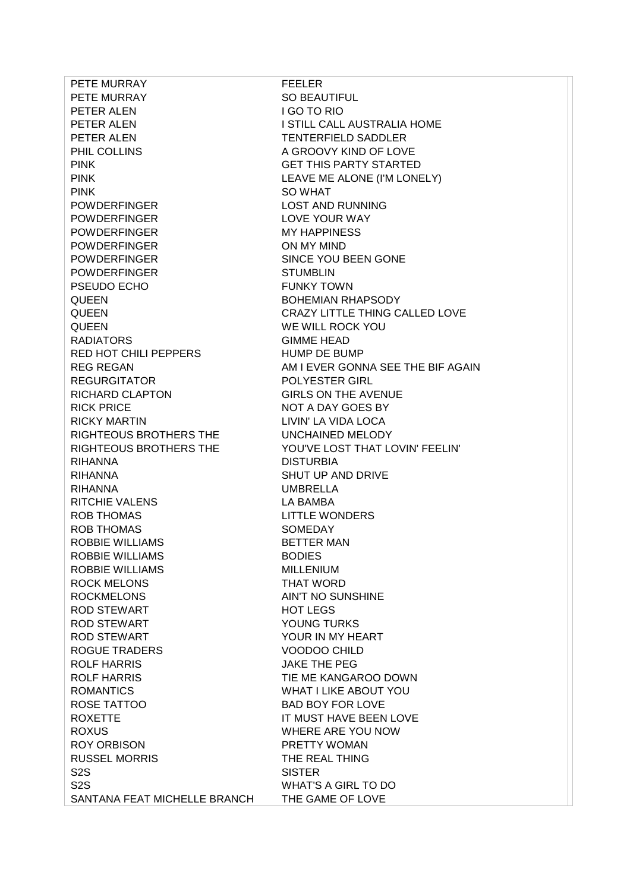| | |
|---|---|
| PETE MURRAY | FEELER |
| PETE MURRAY | SO BEAUTIFUL |
| PETER ALEN | I GO TO RIO |
| PETER ALEN | I STILL CALL AUSTRALIA HOME |
| PETER ALEN | TENTERFIELD SADDLER |
| PHIL COLLINS | A GROOVY KIND OF LOVE |
| PINK | GET THIS PARTY STARTED |
| PINK | LEAVE ME ALONE (I'M LONELY) |
| PINK | SO WHAT |
| POWDERFINGER | LOST AND RUNNING |
| POWDERFINGER | LOVE YOUR WAY |
| POWDERFINGER | MY HAPPINESS |
| POWDERFINGER | ON MY MIND |
| POWDERFINGER | SINCE YOU BEEN GONE |
| POWDERFINGER | STUMBLIN |
| PSEUDO ECHO | FUNKY TOWN |
| QUEEN | BOHEMIAN RHAPSODY |
| QUEEN | CRAZY LITTLE THING CALLED LOVE |
| QUEEN | WE WILL ROCK YOU |
| RADIATORS | GIMME HEAD |
| RED HOT CHILI PEPPERS | HUMP DE BUMP |
| REG REGAN | AM I EVER GONNA SEE THE BIF AGAIN |
| REGURGITATOR | POLYESTER GIRL |
| RICHARD CLAPTON | GIRLS ON THE AVENUE |
| RICK PRICE | NOT A DAY GOES BY |
| RICKY MARTIN | LIVIN' LA VIDA LOCA |
| RIGHTEOUS BROTHERS THE | UNCHAINED MELODY |
| RIGHTEOUS BROTHERS THE | YOU'VE LOST THAT LOVIN' FEELIN' |
| RIHANNA | DISTURBIA |
| RIHANNA | SHUT UP AND DRIVE |
| RIHANNA | UMBRELLA |
| RITCHIE VALENS | LA BAMBA |
| ROB THOMAS | LITTLE WONDERS |
| ROB THOMAS | SOMEDAY |
| ROBBIE WILLIAMS | BETTER MAN |
| ROBBIE WILLIAMS | BODIES |
| ROBBIE WILLIAMS | MILLENIUM |
| ROCK MELONS | THAT WORD |
| ROCKMELONS | AIN'T NO SUNSHINE |
| ROD STEWART | HOT LEGS |
| ROD STEWART | YOUNG TURKS |
| ROD STEWART | YOUR IN MY HEART |
| ROGUE TRADERS | VOODOO CHILD |
| ROLF HARRIS | JAKE THE PEG |
| ROLF HARRIS | TIE ME KANGAROO DOWN |
| ROMANTICS | WHAT I LIKE ABOUT YOU |
| ROSE TATTOO | BAD BOY FOR LOVE |
| ROXETTE | IT MUST HAVE BEEN LOVE |
| ROXUS | WHERE ARE YOU NOW |
| ROY ORBISON | PRETTY WOMAN |
| RUSSEL MORRIS | THE REAL THING |
| S2S | SISTER |
| S2S | WHAT'S A GIRL TO DO |
| SANTANA FEAT MICHELLE BRANCH | THE GAME OF LOVE |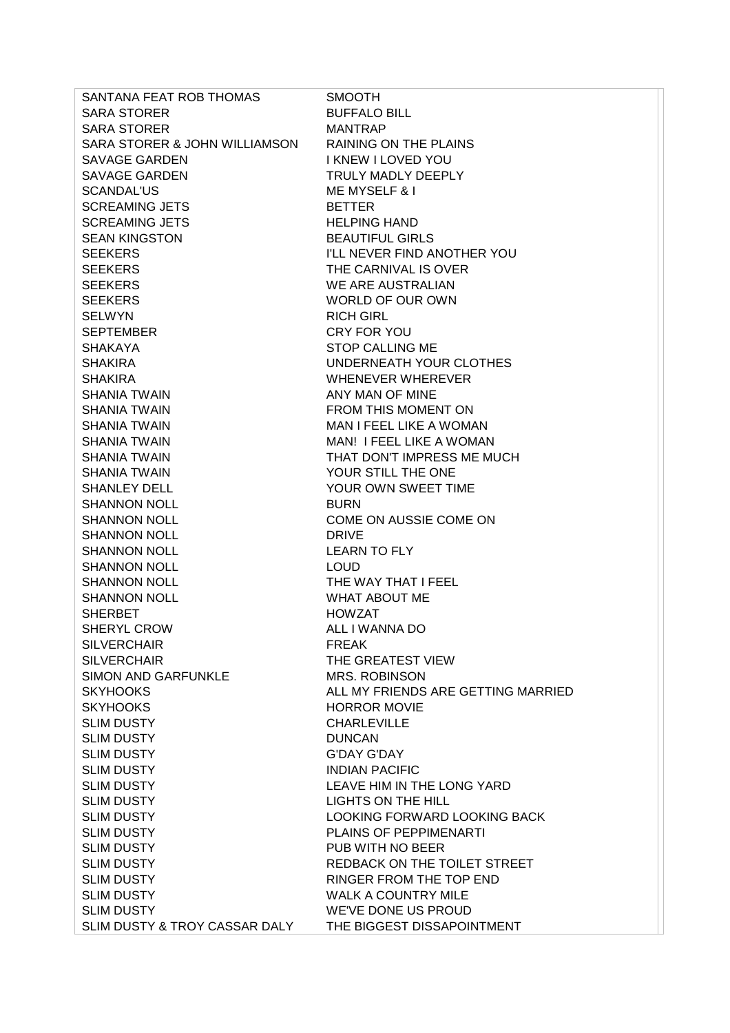| | |
|---|---|
| SANTANA FEAT ROB THOMAS | SMOOTH |
| SARA STORER | BUFFALO BILL |
| SARA STORER | MANTRAP |
| SARA STORER & JOHN WILLIAMSON | RAINING ON THE PLAINS |
| SAVAGE GARDEN | I KNEW I LOVED YOU |
| SAVAGE GARDEN | TRULY MADLY DEEPLY |
| SCANDAL'US | ME MYSELF & I |
| SCREAMING JETS | BETTER |
| SCREAMING JETS | HELPING HAND |
| SEAN KINGSTON | BEAUTIFUL GIRLS |
| SEEKERS | I'LL NEVER FIND ANOTHER YOU |
| SEEKERS | THE CARNIVAL IS OVER |
| SEEKERS | WE ARE AUSTRALIAN |
| SEEKERS | WORLD OF OUR OWN |
| SELWYN | RICH GIRL |
| SEPTEMBER | CRY FOR YOU |
| SHAKAYA | STOP CALLING ME |
| SHAKIRA | UNDERNEATH YOUR CLOTHES |
| SHAKIRA | WHENEVER WHEREVER |
| SHANIA TWAIN | ANY MAN OF MINE |
| SHANIA TWAIN | FROM THIS MOMENT ON |
| SHANIA TWAIN | MAN I FEEL LIKE A WOMAN |
| SHANIA TWAIN | MAN! I FEEL LIKE A WOMAN |
| SHANIA TWAIN | THAT DON'T IMPRESS ME MUCH |
| SHANIA TWAIN | YOUR STILL THE ONE |
| SHANLEY DELL | YOUR OWN SWEET TIME |
| SHANNON NOLL | BURN |
| SHANNON NOLL | COME ON AUSSIE COME ON |
| SHANNON NOLL | DRIVE |
| SHANNON NOLL | LEARN TO FLY |
| SHANNON NOLL | LOUD |
| SHANNON NOLL | THE WAY THAT I FEEL |
| SHANNON NOLL | WHAT ABOUT ME |
| SHERBET | HOWZAT |
| SHERYL CROW | ALL I WANNA DO |
| SILVERCHAIR | FREAK |
| SILVERCHAIR | THE GREATEST VIEW |
| SIMON AND GARFUNKLE | MRS. ROBINSON |
| SKYHOOKS | ALL MY FRIENDS ARE GETTING MARRIED |
| SKYHOOKS | HORROR MOVIE |
| SLIM DUSTY | CHARLEVILLE |
| SLIM DUSTY | DUNCAN |
| SLIM DUSTY | G'DAY G'DAY |
| SLIM DUSTY | INDIAN PACIFIC |
| SLIM DUSTY | LEAVE HIM IN THE LONG YARD |
| SLIM DUSTY | LIGHTS ON THE HILL |
| SLIM DUSTY | LOOKING FORWARD LOOKING BACK |
| SLIM DUSTY | PLAINS OF PEPPIMENARTI |
| SLIM DUSTY | PUB WITH NO BEER |
| SLIM DUSTY | REDBACK ON THE TOILET STREET |
| SLIM DUSTY | RINGER FROM THE TOP END |
| SLIM DUSTY | WALK A COUNTRY MILE |
| SLIM DUSTY | WE'VE DONE US PROUD |
| SLIM DUSTY & TROY CASSAR DALY | THE BIGGEST DISSAPOINTMENT |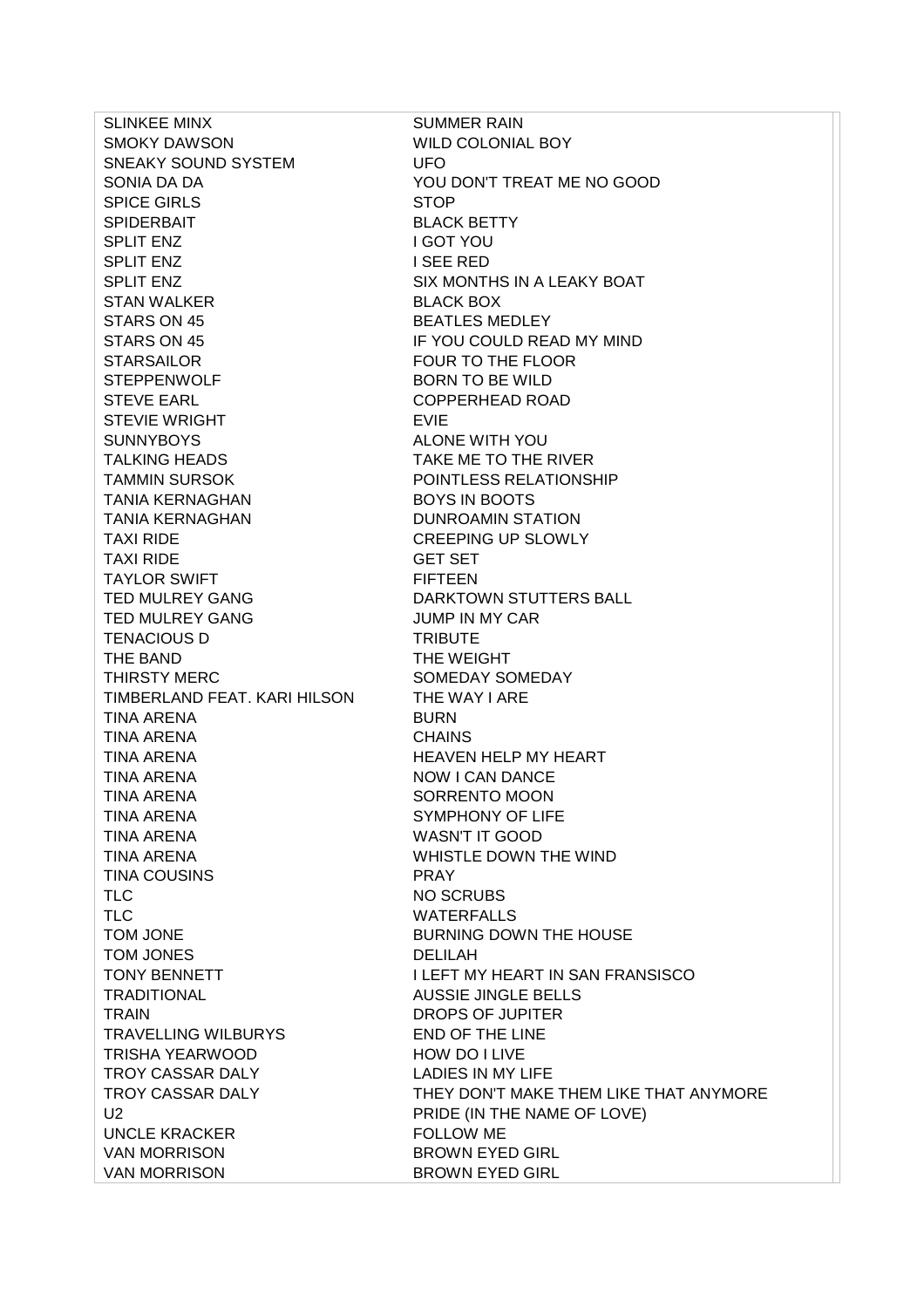| | |
|---|---|
| SLINKEE MINX | SUMMER RAIN |
| SMOKY DAWSON | WILD COLONIAL BOY |
| SNEAKY SOUND SYSTEM | UFO |
| SONIA DA DA | YOU DON'T TREAT ME NO GOOD |
| SPICE GIRLS | STOP |
| SPIDERBAIT | BLACK BETTY |
| SPLIT ENZ | I GOT YOU |
| SPLIT ENZ | I SEE RED |
| SPLIT ENZ | SIX MONTHS IN A LEAKY BOAT |
| STAN WALKER | BLACK BOX |
| STARS ON 45 | BEATLES MEDLEY |
| STARS ON 45 | IF YOU COULD READ MY MIND |
| STARSAILOR | FOUR TO THE FLOOR |
| STEPPENWOLF | BORN TO BE WILD |
| STEVE EARL | COPPERHEAD ROAD |
| STEVIE WRIGHT | EVIE |
| SUNNYBOYS | ALONE WITH YOU |
| TALKING HEADS | TAKE ME TO THE RIVER |
| TAMMIN SURSOK | POINTLESS RELATIONSHIP |
| TANIA KERNAGHAN | BOYS IN BOOTS |
| TANIA KERNAGHAN | DUNROAMIN STATION |
| TAXI RIDE | CREEPING UP SLOWLY |
| TAXI RIDE | GET SET |
| TAYLOR SWIFT | FIFTEEN |
| TED MULREY GANG | DARKTOWN STUTTERS BALL |
| TED MULREY GANG | JUMP IN MY CAR |
| TENACIOUS D | TRIBUTE |
| THE BAND | THE WEIGHT |
| THIRSTY MERC | SOMEDAY SOMEDAY |
| TIMBERLAND FEAT. KARI HILSON | THE WAY I ARE |
| TINA ARENA | BURN |
| TINA ARENA | CHAINS |
| TINA ARENA | HEAVEN HELP MY HEART |
| TINA ARENA | NOW I CAN DANCE |
| TINA ARENA | SORRENTO MOON |
| TINA ARENA | SYMPHONY OF LIFE |
| TINA ARENA | WASN'T IT GOOD |
| TINA ARENA | WHISTLE DOWN THE WIND |
| TINA COUSINS | PRAY |
| TLC | NO SCRUBS |
| TLC | WATERFALLS |
| TOM JONE | BURNING DOWN THE HOUSE |
| TOM JONES | DELILAH |
| TONY BENNETT | I LEFT MY HEART IN SAN FRANSISCO |
| TRADITIONAL | AUSSIE JINGLE BELLS |
| TRAIN | DROPS OF JUPITER |
| TRAVELLING WILBURYS | END OF THE LINE |
| TRISHA YEARWOOD | HOW DO I LIVE |
| TROY CASSAR DALY | LADIES IN MY LIFE |
| TROY CASSAR DALY | THEY DON'T MAKE THEM LIKE THAT ANYMORE |
| U2 | PRIDE (IN THE NAME OF LOVE) |
| UNCLE KRACKER | FOLLOW ME |
| VAN MORRISON | BROWN EYED GIRL |
| VAN MORRISON | BROWN EYED GIRL |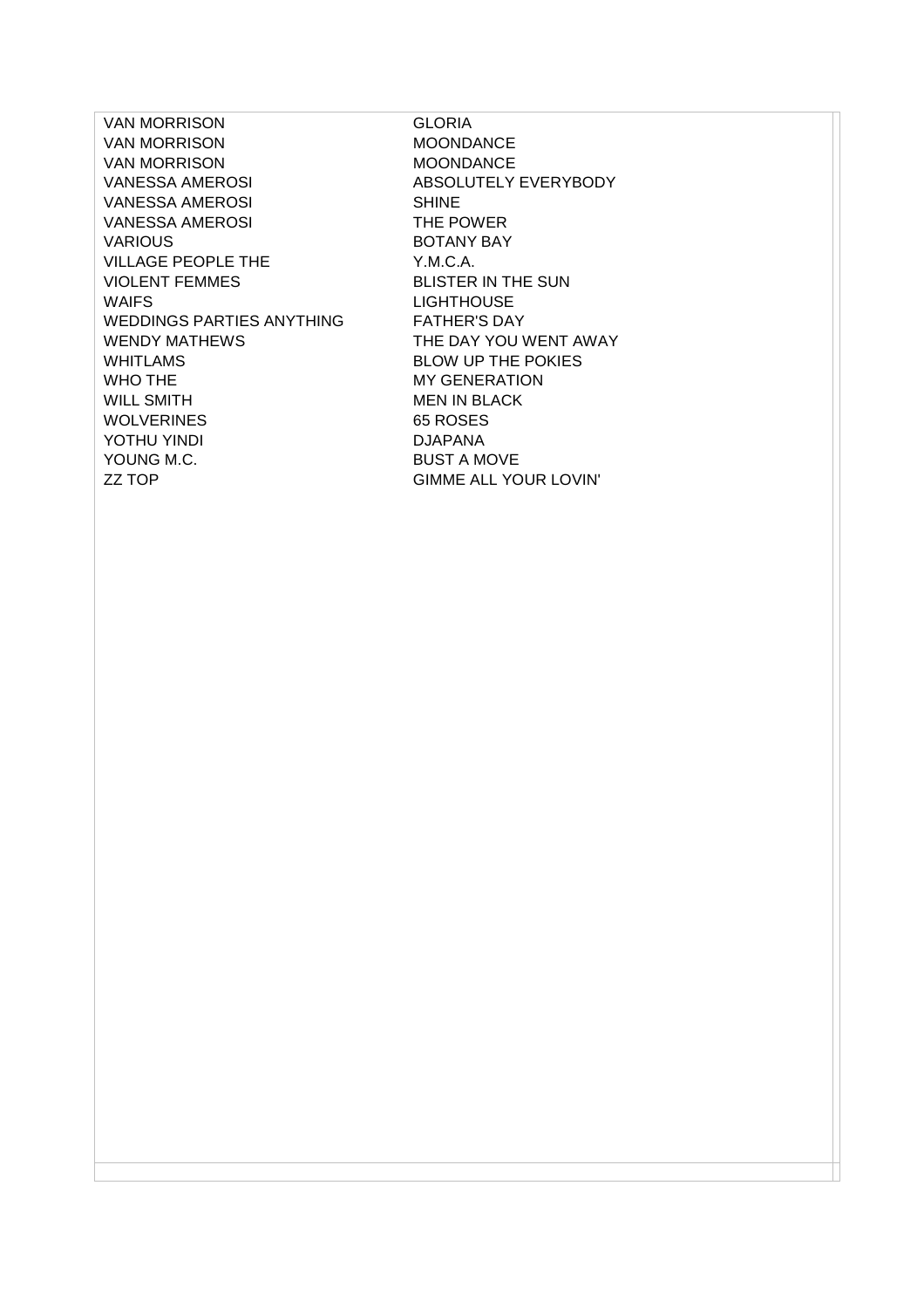| | |
|---|---|
| VAN MORRISON | GLORIA |
| VAN MORRISON | MOONDANCE |
| VAN MORRISON | MOONDANCE |
| VANESSA AMEROSI | ABSOLUTELY EVERYBODY |
| VANESSA AMEROSI | SHINE |
| VANESSA AMEROSI | THE POWER |
| VARIOUS | BOTANY BAY |
| VILLAGE PEOPLE THE | Y.M.C.A. |
| VIOLENT FEMMES | BLISTER IN THE SUN |
| WAIFS | LIGHTHOUSE |
| WEDDINGS PARTIES ANYTHING | FATHER'S DAY |
| WENDY MATHEWS | THE DAY YOU WENT AWAY |
| WHITLAMS | BLOW UP THE POKIES |
| WHO THE | MY GENERATION |
| WILL SMITH | MEN IN BLACK |
| WOLVERINES | 65 ROSES |
| YOTHU YINDI | DJAPANA |
| YOUNG M.C. | BUST A MOVE |
| ZZ TOP | GIMME ALL YOUR LOVIN' |